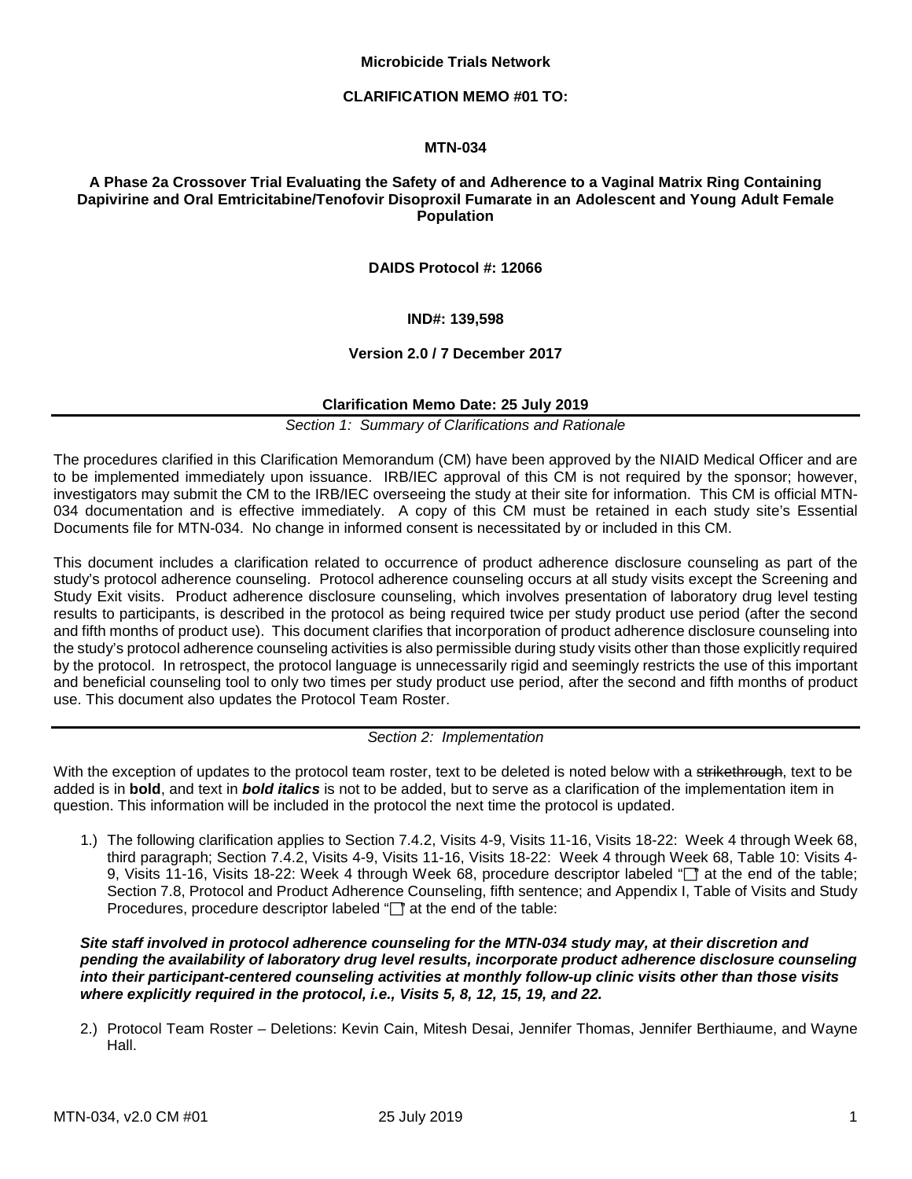**Microbicide Trials Network**

**CLARIFICATION MEMO #01 TO:**

**MTN-034**

**A Phase 2a Crossover Trial Evaluating the Safety of and Adherence to a Vaginal Matrix Ring Containing Dapivirine and Oral Emtricitabine/Tenofovir Disoproxil Fumarate in an Adolescent and Young Adult Female Population**

**DAIDS Protocol #: 12066**

**IND#: 139,598**

**Version 2.0 / 7 December 2017**

**Clarification Memo Date: 25 July 2019**

---

*Section 1: Summary of Clarifications and Rationale*

The procedures clarified in this Clarification Memorandum (CM) have been approved by the NIAID Medical Officer and are to be implemented immediately upon issuance. IRB/IEC approval of this CM is not required by the sponsor; however, investigators may submit the CM to the IRB/IEC overseeing the study at their site for information. This CM is official MTN-034 documentation and is effective immediately. A copy of this CM must be retained in each study site's Essential Documents file for MTN-034. No change in informed consent is necessitated by or included in this CM.

This document includes a clarification related to occurrence of product adherence disclosure counseling as part of the study's protocol adherence counseling. Protocol adherence counseling occurs at all study visits except the Screening and Study Exit visits. Product adherence disclosure counseling, which involves presentation of laboratory drug level testing results to participants, is described in the protocol as being required twice per study product use period (after the second and fifth months of product use). This document clarifies that incorporation of product adherence disclosure counseling into the study's protocol adherence counseling activities is also permissible during study visits other than those explicitly required by the protocol. In retrospect, the protocol language is unnecessarily rigid and seemingly restricts the use of this important and beneficial counseling tool to only two times per study product use period, after the second and fifth months of product use. This document also updates the Protocol Team Roster.

---

*Section 2: Implementation*

With the exception of updates to the protocol team roster, text to be deleted is noted below with a ~~strikethrough~~, text to be added is in **bold**, and text in ***bold italics*** is not to be added, but to serve as a clarification of the implementation item in question. This information will be included in the protocol the next time the protocol is updated.

1.) The following clarification applies to Section 7.4.2, Visits 4-9, Visits 11-16, Visits 18-22: Week 4 through Week 68, third paragraph; Section 7.4.2, Visits 4-9, Visits 11-16, Visits 18-22: Week 4 through Week 68, Table 10: Visits 4-9, Visits 11-16, Visits 18-22: Week 4 through Week 68, procedure descriptor labeled "☐" at the end of the table; Section 7.8, Protocol and Product Adherence Counseling, fifth sentence; and Appendix I, Table of Visits and Study Procedures, procedure descriptor labeled "☐" at the end of the table:

***Site staff involved in protocol adherence counseling for the MTN-034 study may, at their discretion and pending the availability of laboratory drug level results, incorporate product adherence disclosure counseling into their participant-centered counseling activities at monthly follow-up clinic visits other than those visits where explicitly required in the protocol, i.e., Visits 5, 8, 12, 15, 19, and 22.***

2.) Protocol Team Roster – Deletions: Kevin Cain, Mitesh Desai, Jennifer Thomas, Jennifer Berthiaume, and Wayne Hall.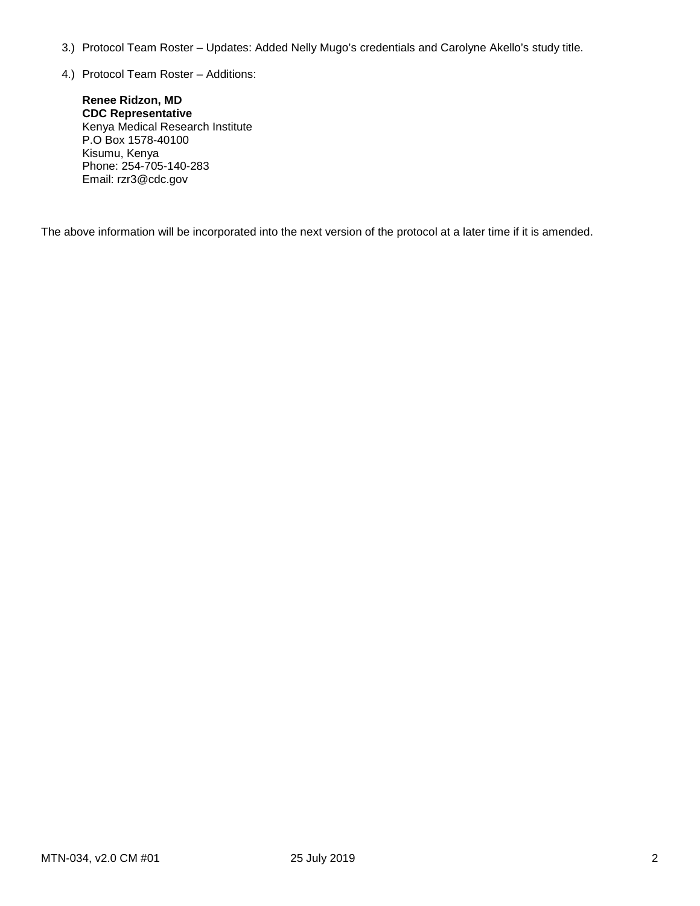3.) Protocol Team Roster – Updates: Added Nelly Mugo's credentials and Carolyne Akello's study title.

4.) Protocol Team Roster – Additions:

**Renee Ridzon, MD**
**CDC Representative**
Kenya Medical Research Institute
P.O Box 1578-40100
Kisumu, Kenya
Phone: 254-705-140-283
Email: rzr3@cdc.gov

The above information will be incorporated into the next version of the protocol at a later time if it is amended.